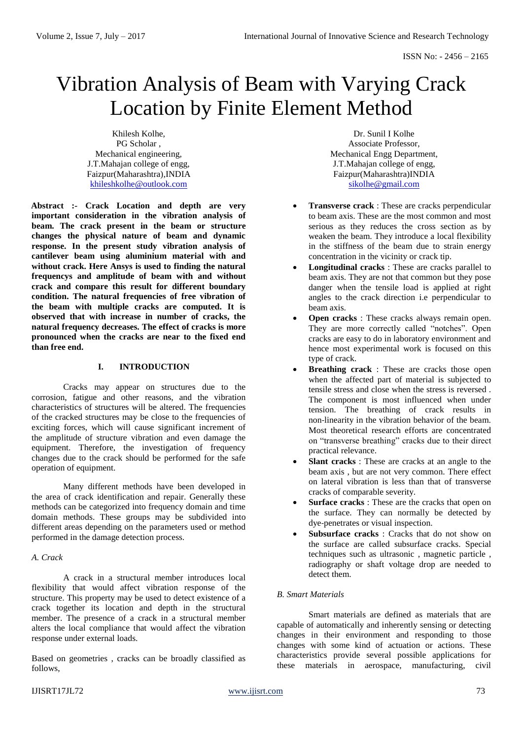# Vibration Analysis of Beam with Varying Crack Location by Finite Element Method

Khilesh Kolhe,
PG Scholar ,
Mechanical engineering,
J.T.Mahajan college of engg,
Faizpur(Maharashtra),INDIA
khileshkolhe@outlook.com

Dr. Sunil I Kolhe
Associate Professor,
Mechanical Engg Department,
J.T.Mahajan college of engg,
Faizpur(Maharashtra)INDIA
sikolhe@gmail.com

**Abstract :- Crack Location and depth are very important consideration in the vibration analysis of beam. The crack present in the beam or structure changes the physical nature of beam and dynamic response. In the present study vibration analysis of cantilever beam using aluminium material with and without crack. Here Ansys is used to finding the natural frequencys and amplitude of beam with and without crack and compare this result for different boundary condition. The natural frequencies of free vibration of the beam with multiple cracks are computed. It is observed that with increase in number of cracks, the natural frequency decreases. The effect of cracks is more pronounced when the cracks are near to the fixed end than free end.**

## I. INTRODUCTION

Cracks may appear on structures due to the corrosion, fatigue and other reasons, and the vibration characteristics of structures will be altered. The frequencies of the cracked structures may be close to the frequencies of exciting forces, which will cause significant increment of the amplitude of structure vibration and even damage the equipment. Therefore, the investigation of frequency changes due to the crack should be performed for the safe operation of equipment.

Many different methods have been developed in the area of crack identification and repair. Generally these methods can be categorized into frequency domain and time domain methods. These groups may be subdivided into different areas depending on the parameters used or method performed in the damage detection process.

### *A. Crack*

A crack in a structural member introduces local flexibility that would affect vibration response of the structure. This property may be used to detect existence of a crack together its location and depth in the structural member. The presence of a crack in a structural member alters the local compliance that would affect the vibration response under external loads.

Based on geometries , cracks can be broadly classified as follows,

- **Transverse crack** : These are cracks perpendicular to beam axis. These are the most common and most serious as they reduces the cross section as by weaken the beam. They introduce a local flexibility in the stiffness of the beam due to strain energy concentration in the vicinity or crack tip.
- **Longitudinal cracks** : These are cracks parallel to beam axis. They are not that common but they pose danger when the tensile load is applied at right angles to the crack direction i.e perpendicular to beam axis.
- **Open cracks** : These cracks always remain open. They are more correctly called "notches". Open cracks are easy to do in laboratory environment and hence most experimental work is focused on this type of crack.
- **Breathing crack** : These are cracks those open when the affected part of material is subjected to tensile stress and close when the stress is reversed . The component is most influenced when under tension. The breathing of crack results in non-linearity in the vibration behavior of the beam. Most theoretical research efforts are concentrated on "transverse breathing" cracks due to their direct practical relevance.
- **Slant cracks** : These are cracks at an angle to the beam axis , but are not very common. There effect on lateral vibration is less than that of transverse cracks of comparable severity.
- **Surface cracks** : These are the cracks that open on the surface. They can normally be detected by dye-penetrates or visual inspection.
- **Subsurface cracks** : Cracks that do not show on the surface are called subsurface cracks. Special techniques such as ultrasonic , magnetic particle , radiography or shaft voltage drop are needed to detect them.

### *B. Smart Materials*

Smart materials are defined as materials that are capable of automatically and inherently sensing or detecting changes in their environment and responding to those changes with some kind of actuation or actions. These characteristics provide several possible applications for these materials in aerospace, manufacturing, civil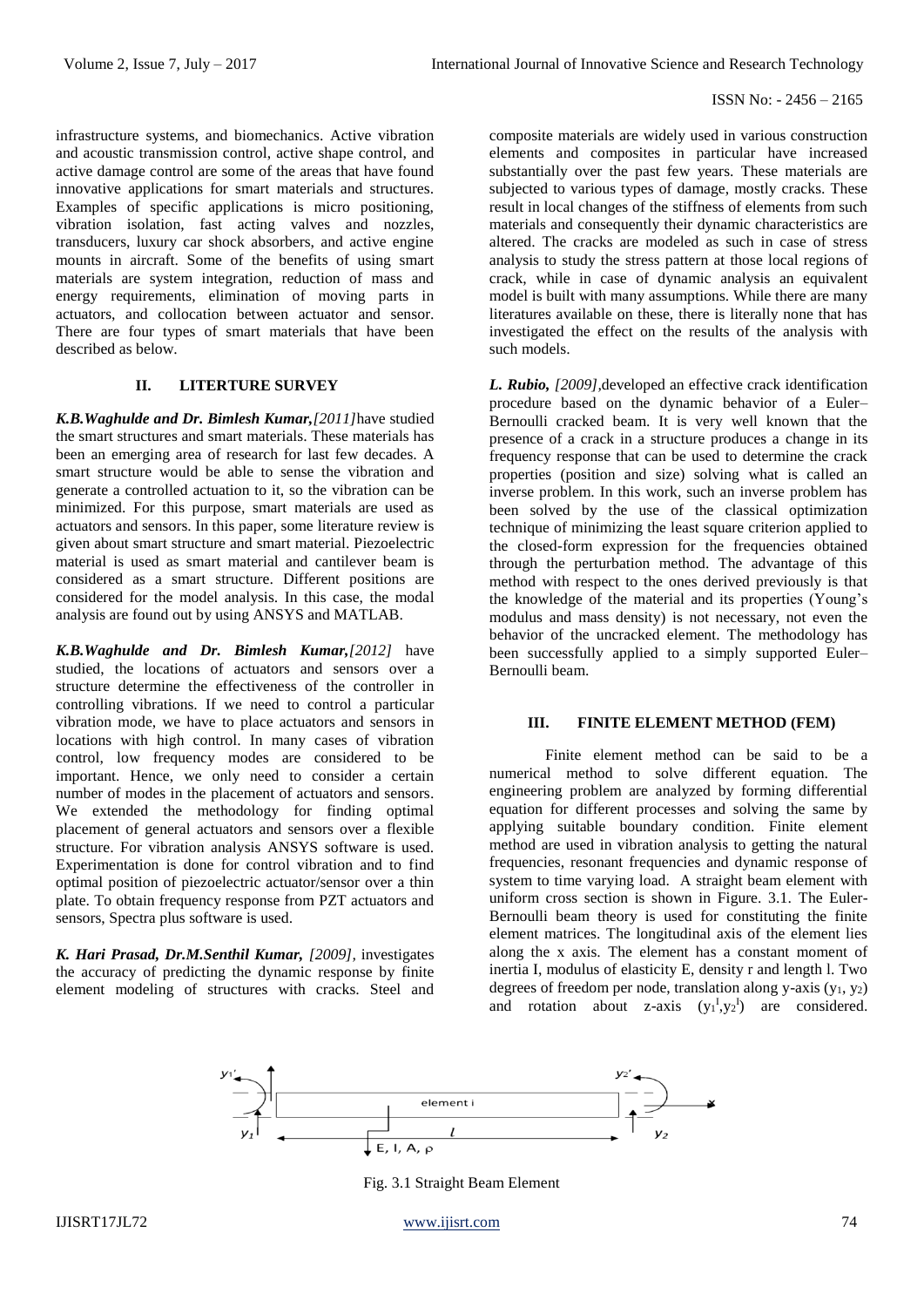infrastructure systems, and biomechanics. Active vibration and acoustic transmission control, active shape control, and active damage control are some of the areas that have found innovative applications for smart materials and structures. Examples of specific applications is micro positioning, vibration isolation, fast acting valves and nozzles, transducers, luxury car shock absorbers, and active engine mounts in aircraft. Some of the benefits of using smart materials are system integration, reduction of mass and energy requirements, elimination of moving parts in actuators, and collocation between actuator and sensor. There are four types of smart materials that have been described as below.

## II. LITERTURE SURVEY

***K.B.Waghulde and Dr. Bimlesh Kumar,[2011]*** have studied the smart structures and smart materials. These materials has been an emerging area of research for last few decades. A smart structure would be able to sense the vibration and generate a controlled actuation to it, so the vibration can be minimized. For this purpose, smart materials are used as actuators and sensors. In this paper, some literature review is given about smart structure and smart material. Piezoelectric material is used as smart material and cantilever beam is considered as a smart structure. Different positions are considered for the model analysis. In this case, the modal analysis are found out by using ANSYS and MATLAB.

***K.B.Waghulde and Dr. Bimlesh Kumar,[2012]*** have studied, the locations of actuators and sensors over a structure determine the effectiveness of the controller in controlling vibrations. If we need to control a particular vibration mode, we have to place actuators and sensors in locations with high control. In many cases of vibration control, low frequency modes are considered to be important. Hence, we only need to consider a certain number of modes in the placement of actuators and sensors. We extended the methodology for finding optimal placement of general actuators and sensors over a flexible structure. For vibration analysis ANSYS software is used. Experimentation is done for control vibration and to find optimal position of piezoelectric actuator/sensor over a thin plate. To obtain frequency response from PZT actuators and sensors, Spectra plus software is used.

***K. Hari Prasad, Dr.M.Senthil Kumar,*** *[2009],* investigates the accuracy of predicting the dynamic response by finite element modeling of structures with cracks. Steel and composite materials are widely used in various construction elements and composites in particular have increased substantially over the past few years. These materials are subjected to various types of damage, mostly cracks. These result in local changes of the stiffness of elements from such materials and consequently their dynamic characteristics are altered. The cracks are modeled as such in case of stress analysis to study the stress pattern at those local regions of crack, while in case of dynamic analysis an equivalent model is built with many assumptions. While there are many literatures available on these, there is literally none that has investigated the effect on the results of the analysis with such models.

***L. Rubio,*** *[2009],*developed an effective crack identification procedure based on the dynamic behavior of a Euler–Bernoulli cracked beam. It is very well known that the presence of a crack in a structure produces a change in its frequency response that can be used to determine the crack properties (position and size) solving what is called an inverse problem. In this work, such an inverse problem has been solved by the use of the classical optimization technique of minimizing the least square criterion applied to the closed-form expression for the frequencies obtained through the perturbation method. The advantage of this method with respect to the ones derived previously is that the knowledge of the material and its properties (Young's modulus and mass density) is not necessary, not even the behavior of the uncracked element. The methodology has been successfully applied to a simply supported Euler–Bernoulli beam.

## III. FINITE ELEMENT METHOD (FEM)

Finite element method can be said to be a numerical method to solve different equation. The engineering problem are analyzed by forming differential equation for different processes and solving the same by applying suitable boundary condition. Finite element method are used in vibration analysis to getting the natural frequencies, resonant frequencies and dynamic response of system to time varying load. A straight beam element with uniform cross section is shown in Figure. 3.1. The Euler-Bernoulli beam theory is used for constituting the finite element matrices. The longitudinal axis of the element lies along the x axis. The element has a constant moment of inertia I, modulus of elasticity E, density r and length l. Two degrees of freedom per node, translation along y-axis ($y_1$, $y_2$) and rotation about z-axis ($y_1^I$,$y_2^I$) are considered.

Fig. 3.1 Straight Beam Element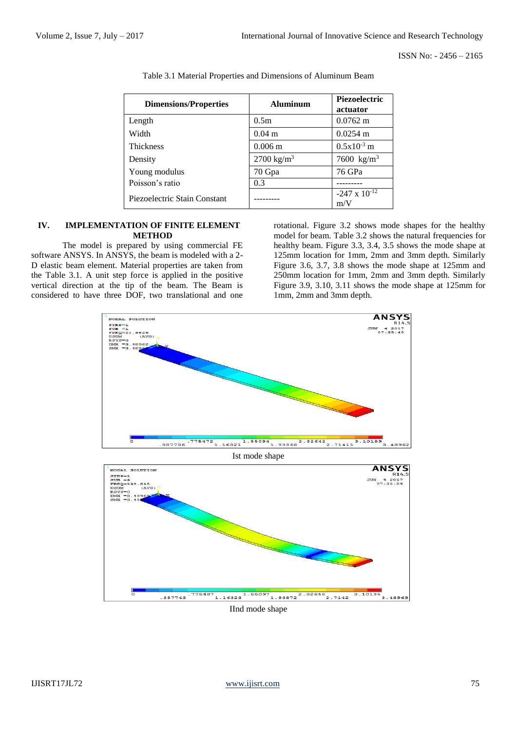Table 3.1 Material Properties and Dimensions of Aluminum Beam

| Dimensions/Properties | Aluminum | Piezoelectric actuator |
|---|---|---|
| Length | 0.5m | 0.0762 m |
| Width | 0.04 m | 0.0254 m |
| Thickness | 0.006 m | $0.5 \times 10^{-3}$ m |
| Density | 2700 kg/m$^3$ | 7600 kg/m$^3$ |
| Young modulus | 70 Gpa | 76 GPa |
| Poisson's ratio | 0.3 | --------- |
| Piezoelectric Stain Constant | --------- | $-247 \times 10^{-12}$ m/V |

## IV. IMPLEMENTATION OF FINITE ELEMENT METHOD

The model is prepared by using commercial FE software ANSYS. In ANSYS, the beam is modeled with a 2-D elastic beam element. Material properties are taken from the Table 3.1. A unit step force is applied in the positive vertical direction at the tip of the beam. The Beam is considered to have three DOF, two translational and one rotational. Figure 3.2 shows mode shapes for the healthy model for beam. Table 3.2 shows the natural frequencies for healthy beam. Figure 3.3, 3.4, 3.5 shows the mode shape at 125mm location for 1mm, 2mm and 3mm depth. Similarly Figure 3.6, 3.7, 3.8 shows the mode shape at 125mm and 250mm location for 1mm, 2mm and 3mm depth. Similarly Figure 3.9, 3.10, 3.11 shows the mode shape at 125mm for 1mm, 2mm and 3mm depth.

Ist mode shape

IInd mode shape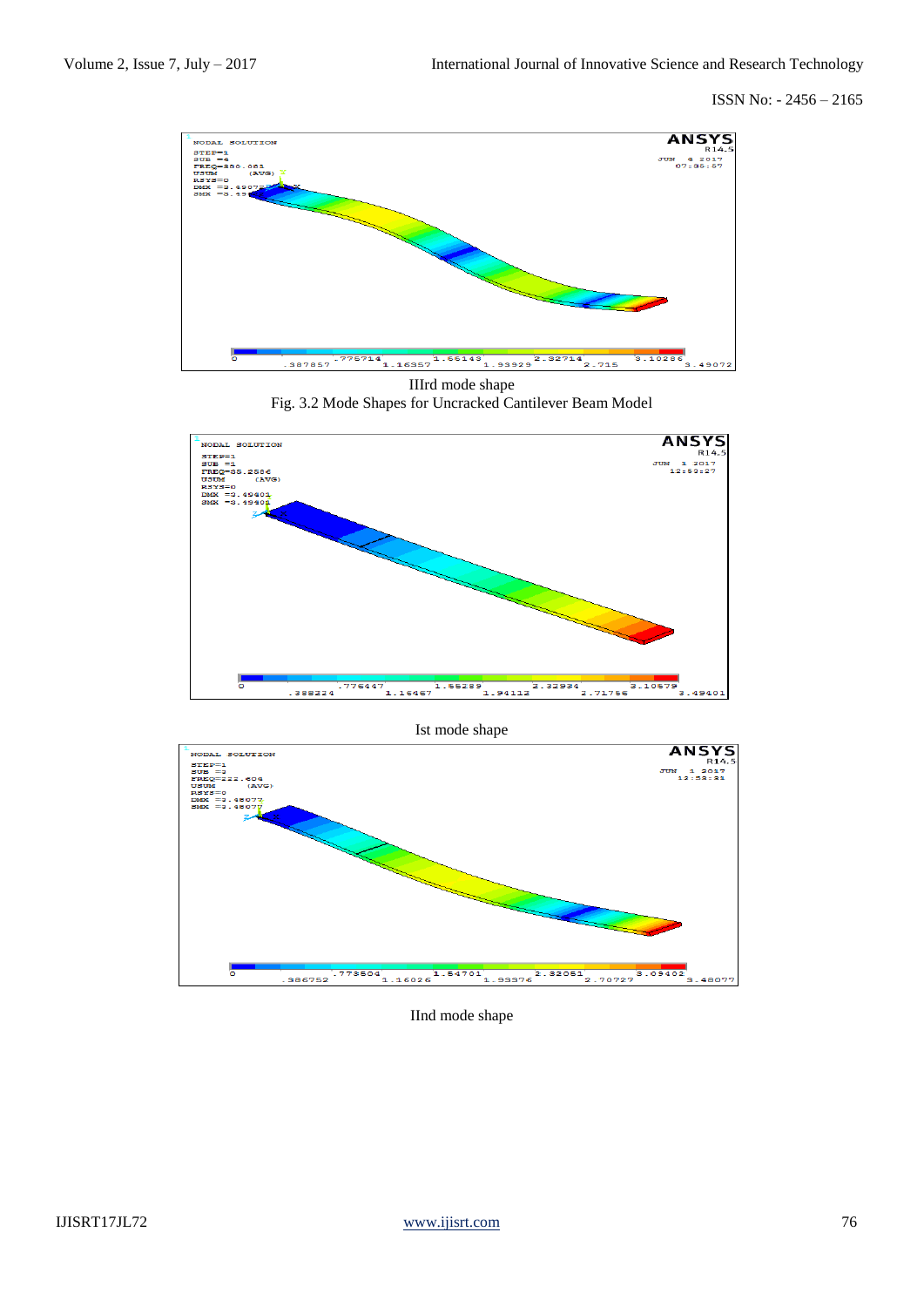IIIrd mode shape

Fig. 3.2 Mode Shapes for Uncracked Cantilever Beam Model

Ist mode shape

IInd mode shape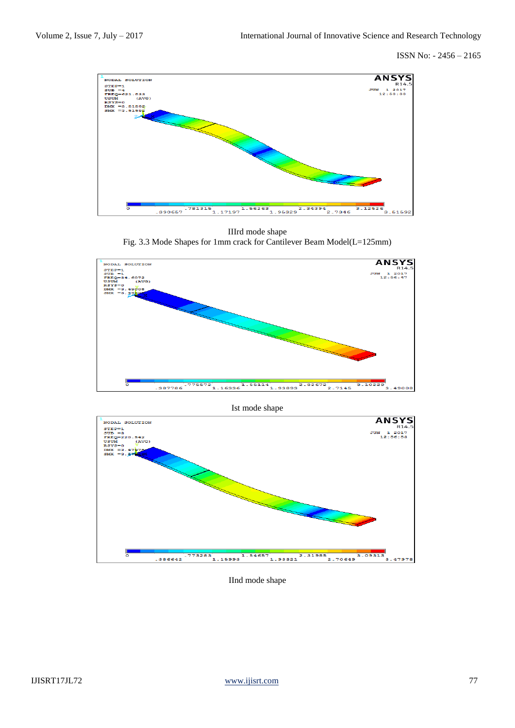IIIrd mode shape

Fig. 3.3 Mode Shapes for 1mm crack for Cantilever Beam Model(L=125mm)

Ist mode shape

IInd mode shape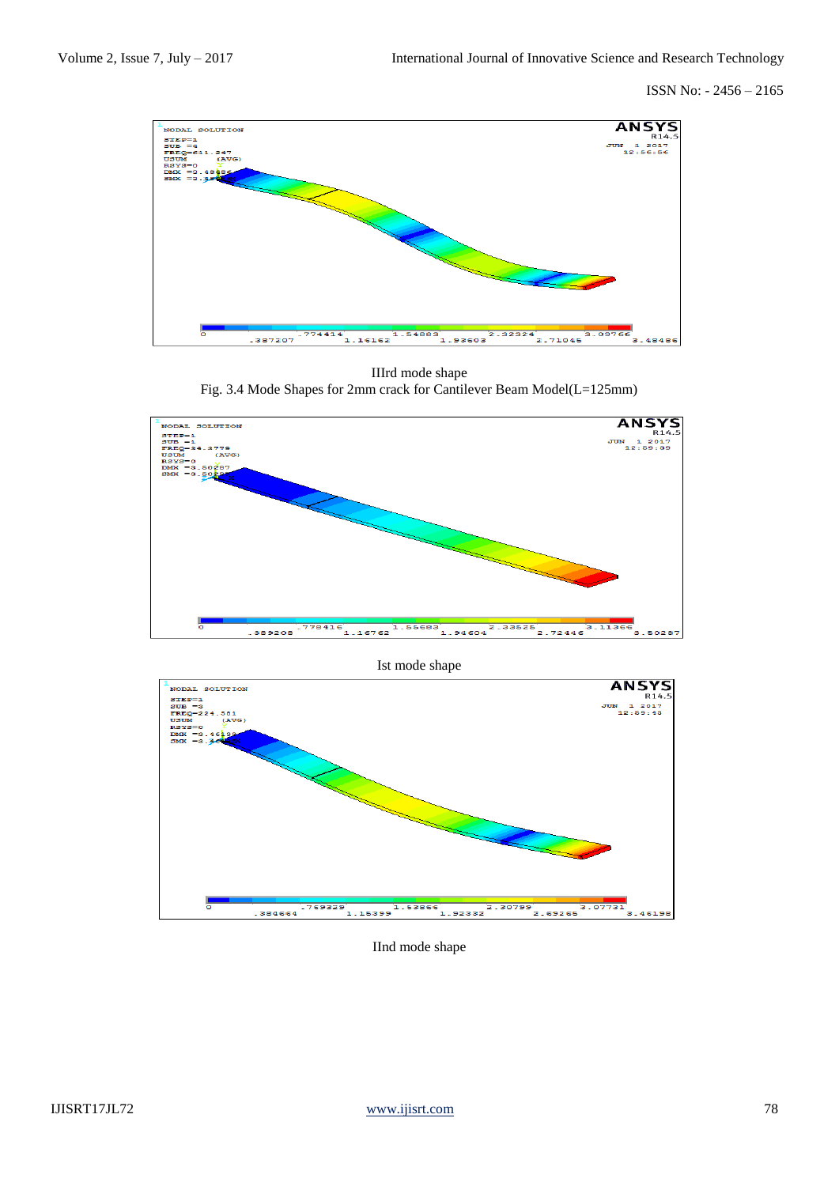IIIrd mode shape

Fig. 3.4 Mode Shapes for 2mm crack for Cantilever Beam Model(L=125mm)

Ist mode shape

IInd mode shape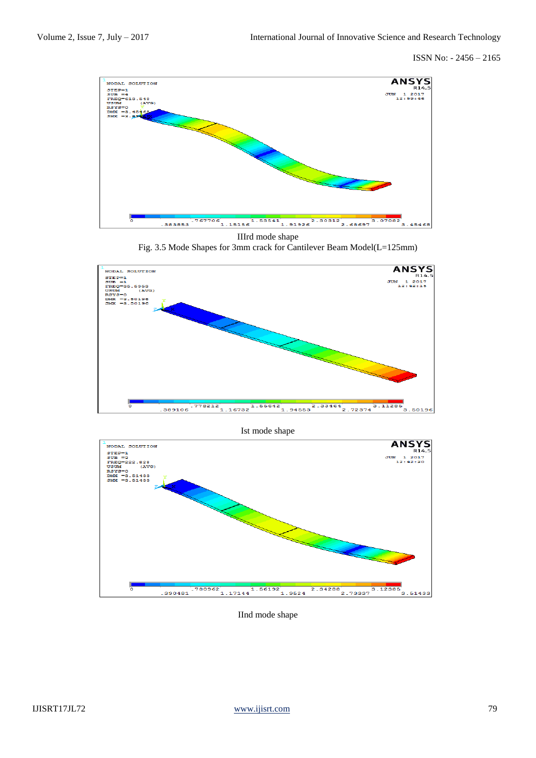IIIrd mode shape

Fig. 3.5 Mode Shapes for 3mm crack for Cantilever Beam Model(L=125mm)

Ist mode shape

IInd mode shape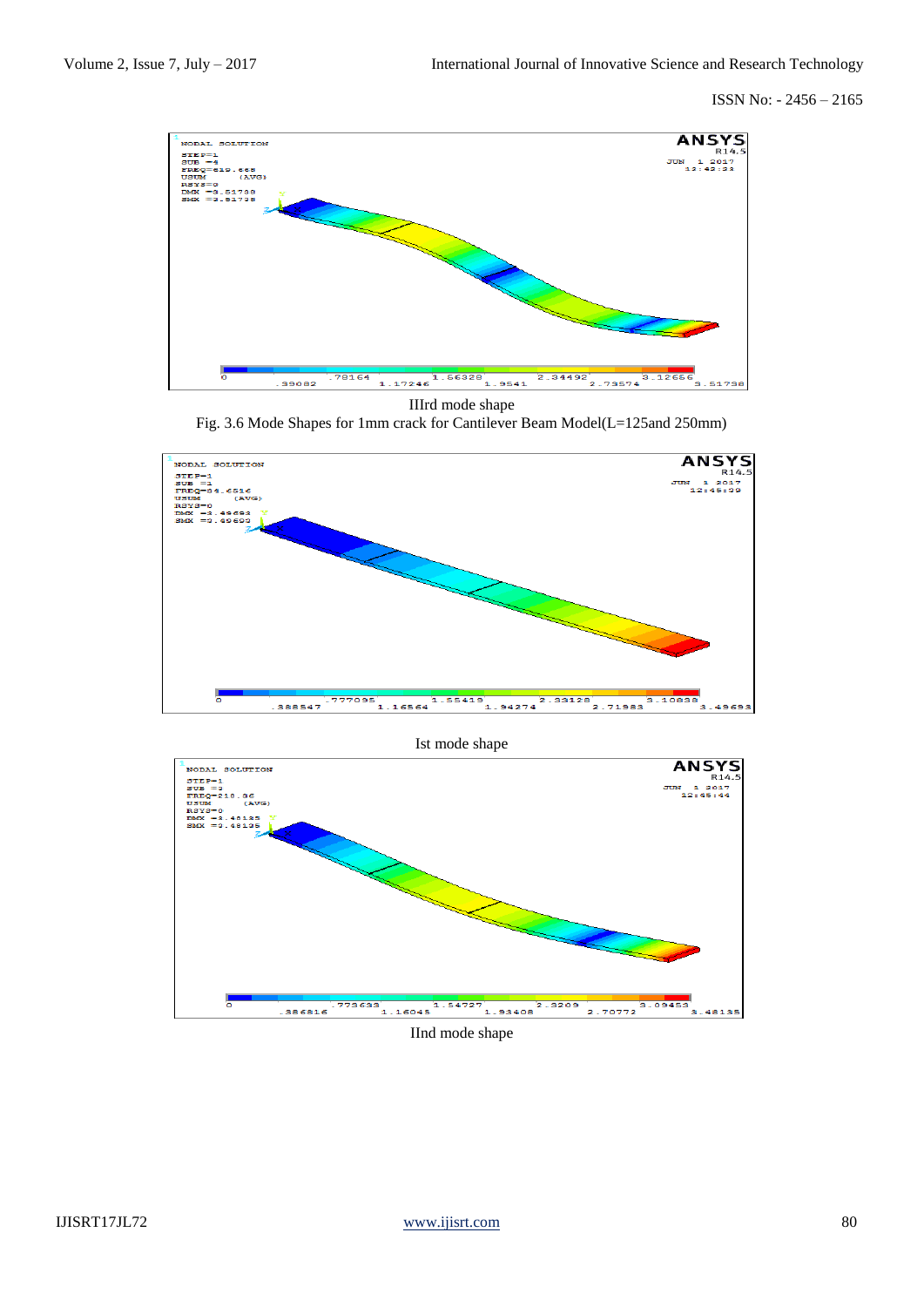IIIrd mode shape

Fig. 3.6 Mode Shapes for 1mm crack for Cantilever Beam Model(L=125and 250mm)

Ist mode shape

IInd mode shape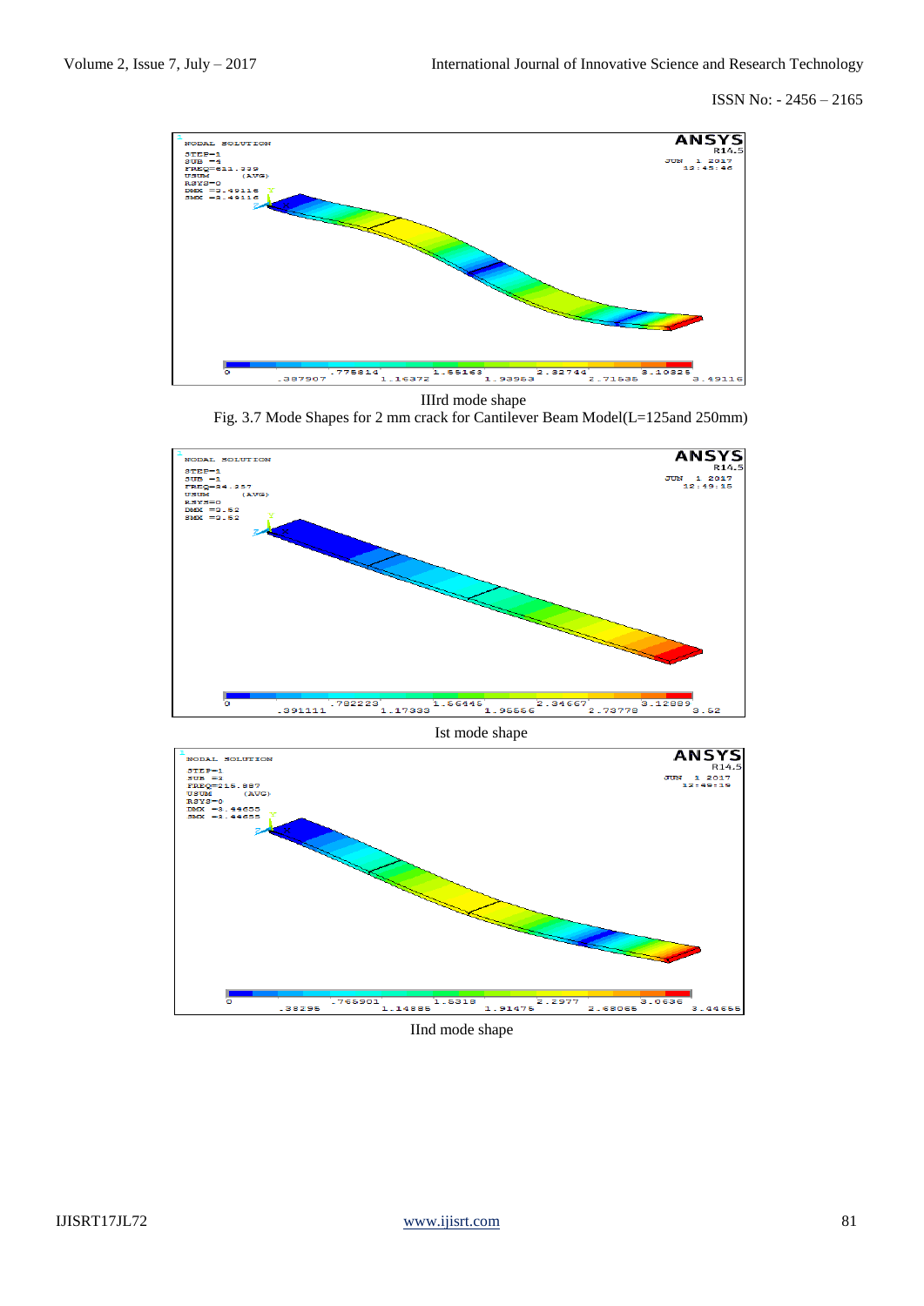IIIrd mode shape

Fig. 3.7 Mode Shapes for 2 mm crack for Cantilever Beam Model(L=125and 250mm)

Ist mode shape

IInd mode shape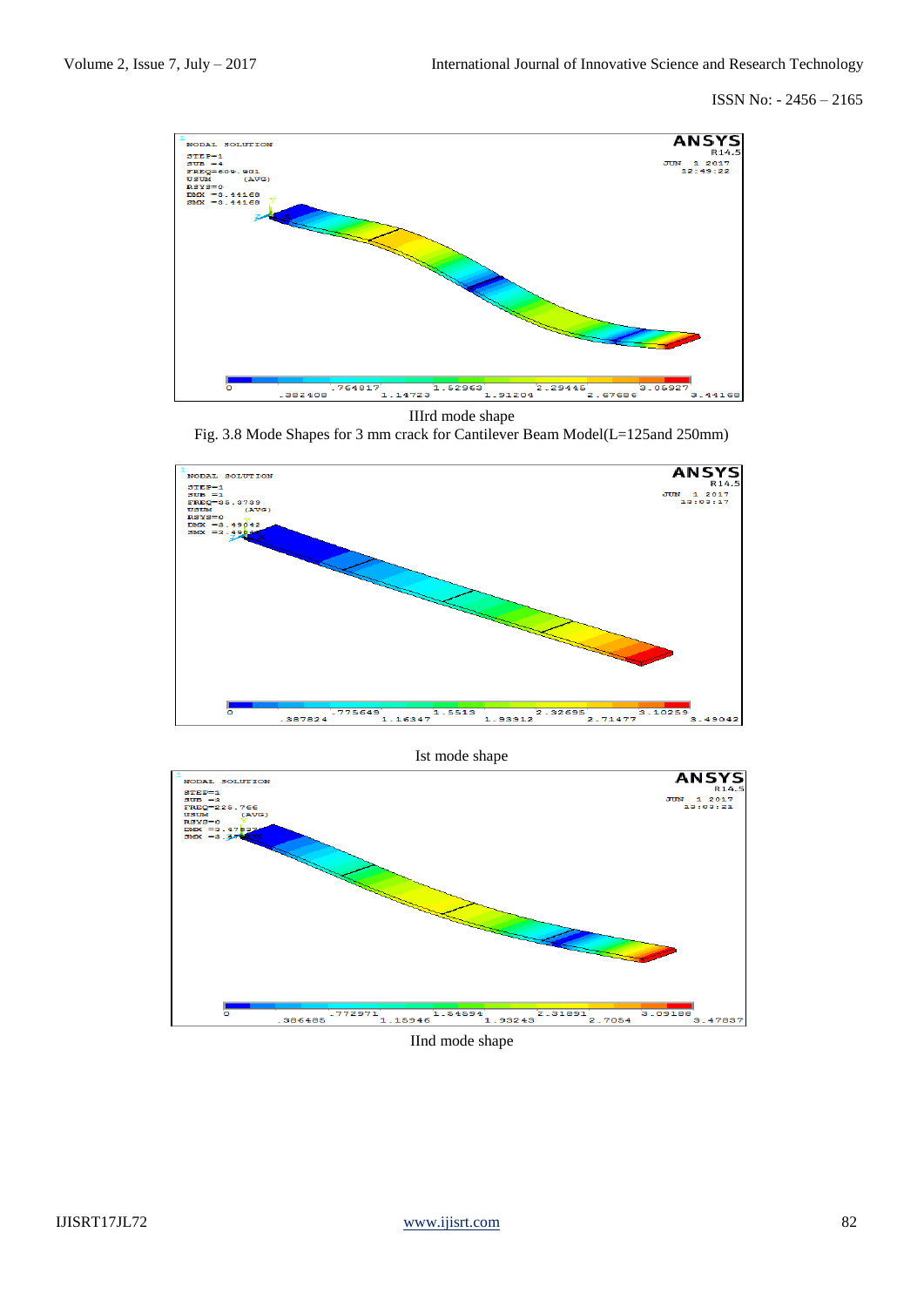IIIrd mode shape

Fig. 3.8 Mode Shapes for 3 mm crack for Cantilever Beam Model(L=125and 250mm)

Ist mode shape

IInd mode shape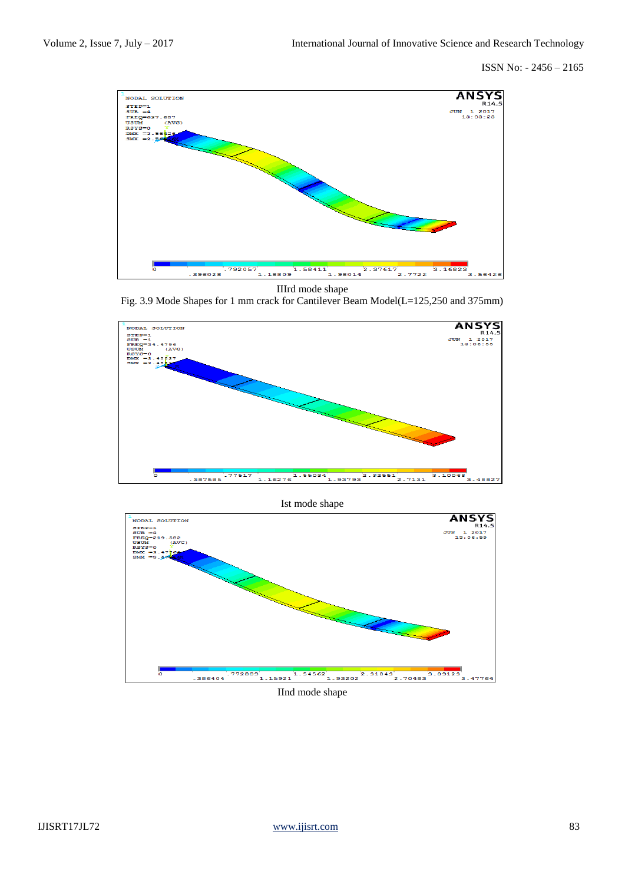IIIrd mode shape

Fig. 3.9 Mode Shapes for 1 mm crack for Cantilever Beam Model(L=125,250 and 375mm)

Ist mode shape

IInd mode shape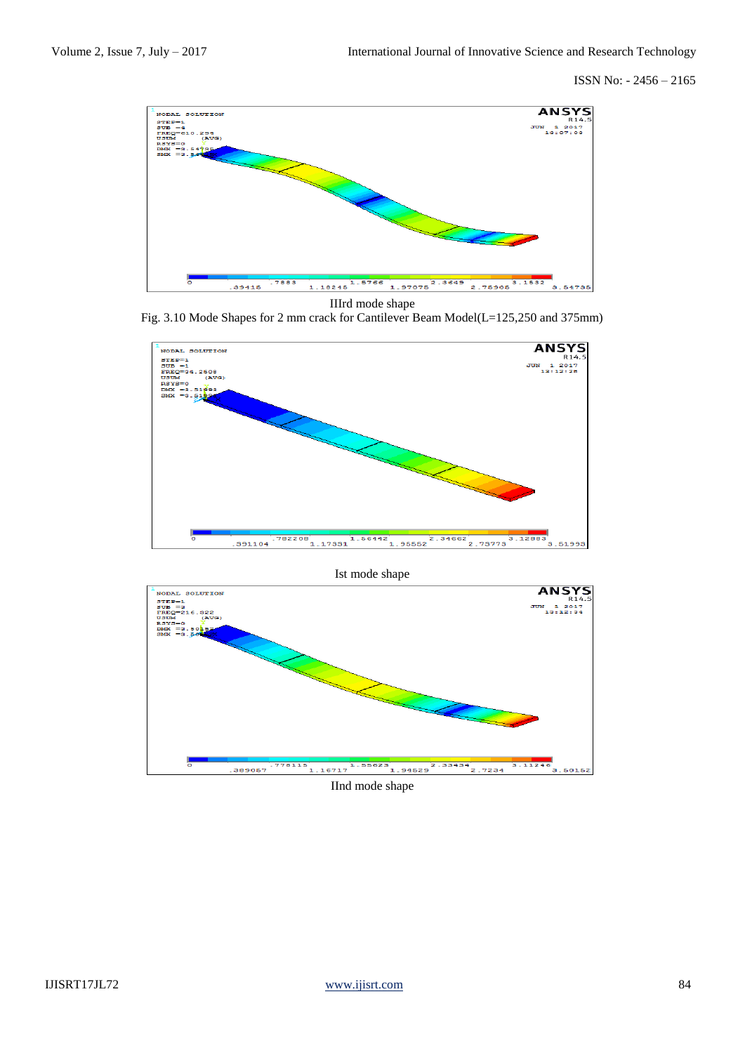IIIrd mode shape

Fig. 3.10 Mode Shapes for 2 mm crack for Cantilever Beam Model(L=125,250 and 375mm)

Ist mode shape

IInd mode shape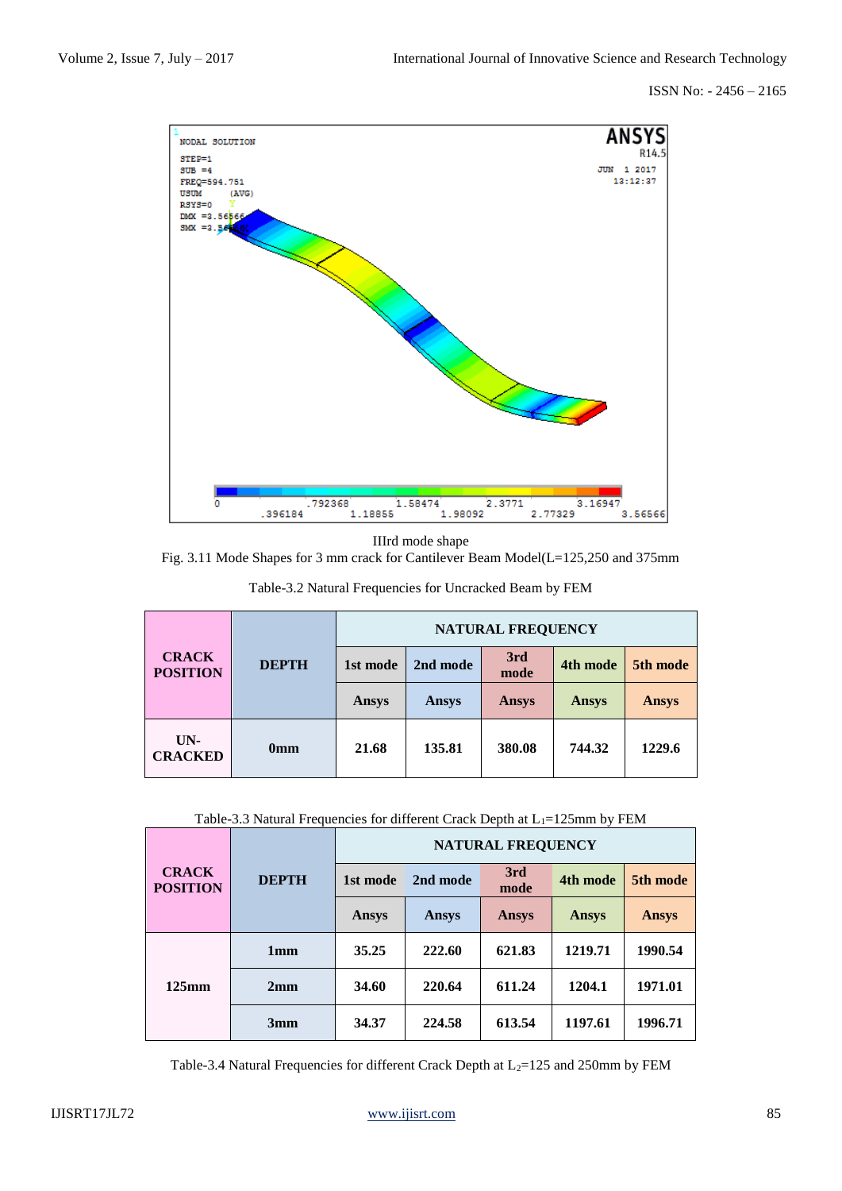IIIrd mode shape

Fig. 3.11 Mode Shapes for 3 mm crack for Cantilever Beam Model(L=125,250 and 375mm

Table-3.2 Natural Frequencies for Uncracked Beam by FEM

| CRACK POSITION | DEPTH | NATURAL FREQUENCY | | | | |
|---|---|---|---|---|---|---|
| | | 1st mode | 2nd mode | 3rd mode | 4th mode | 5th mode |
| | | Ansys | Ansys | Ansys | Ansys | Ansys |
| UN-CRACKED | 0mm | 21.68 | 135.81 | 380.08 | 744.32 | 1229.6 |

Table-3.3 Natural Frequencies for different Crack Depth at $L_1$=125mm by FEM

| CRACK POSITION | DEPTH | NATURAL FREQUENCY | | | | |
|---|---|---|---|---|---|---|
| | | 1st mode | 2nd mode | 3rd mode | 4th mode | 5th mode |
| | | Ansys | Ansys | Ansys | Ansys | Ansys |
| 125mm | 1mm | 35.25 | 222.60 | 621.83 | 1219.71 | 1990.54 |
| | 2mm | 34.60 | 220.64 | 611.24 | 1204.1 | 1971.01 |
| | 3mm | 34.37 | 224.58 | 613.54 | 1197.61 | 1996.71 |

Table-3.4 Natural Frequencies for different Crack Depth at $L_2$=125 and 250mm by FEM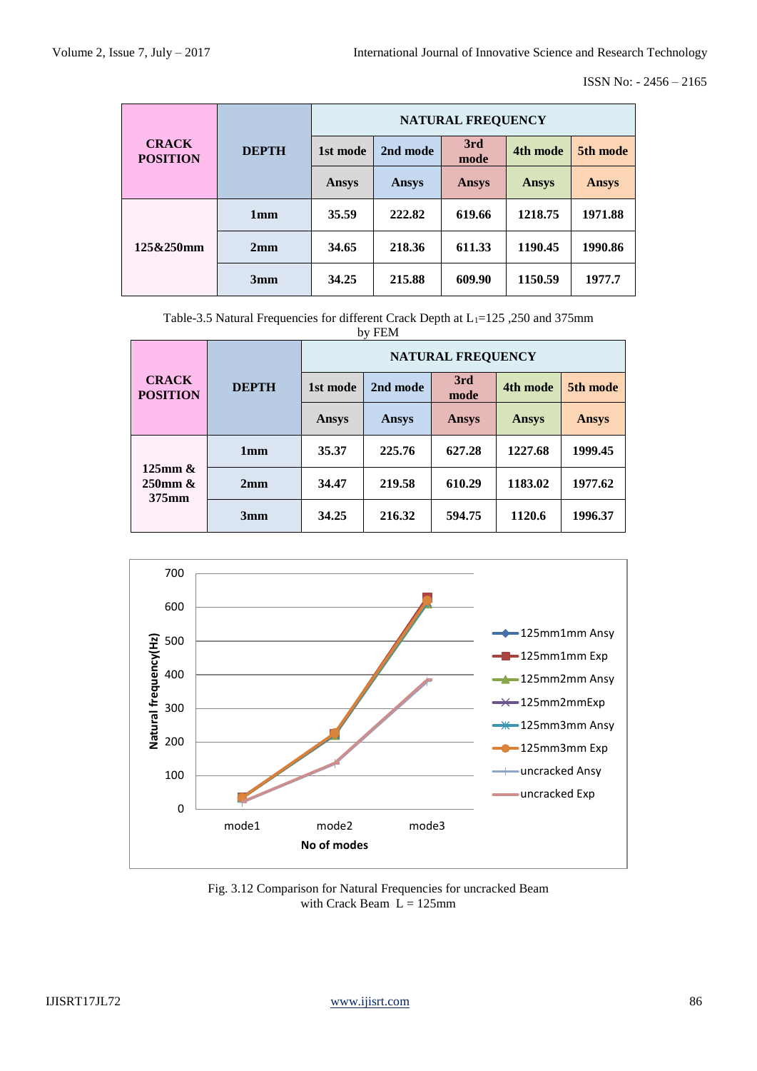| CRACK POSITION | DEPTH | NATURAL FREQUENCY | | | | |
|---|---|---|---|---|---|---|
| | | 1st mode | 2nd mode | 3rd mode | 4th mode | 5th mode |
| | | Ansys | Ansys | Ansys | Ansys | Ansys |
| 125&250mm | 1mm | 35.59 | 222.82 | 619.66 | 1218.75 | 1971.88 |
| | 2mm | 34.65 | 218.36 | 611.33 | 1190.45 | 1990.86 |
| | 3mm | 34.25 | 215.88 | 609.90 | 1150.59 | 1977.7 |

Table-3.5 Natural Frequencies for different Crack Depth at $L_1$=125 ,250 and 375mm by FEM

| CRACK POSITION | DEPTH | NATURAL FREQUENCY | | | | |
|---|---|---|---|---|---|---|
| | | 1st mode | 2nd mode | 3rd mode | 4th mode | 5th mode |
| | | Ansys | Ansys | Ansys | Ansys | Ansys |
| 125mm & 250mm & 375mm | 1mm | 35.37 | 225.76 | 627.28 | 1227.68 | 1999.45 |
| | 2mm | 34.47 | 219.58 | 610.29 | 1183.02 | 1977.62 |
| | 3mm | 34.25 | 216.32 | 594.75 | 1120.6 | 1996.37 |

Fig. 3.12 Comparison for Natural Frequencies for uncracked Beam with Crack Beam L = 125mm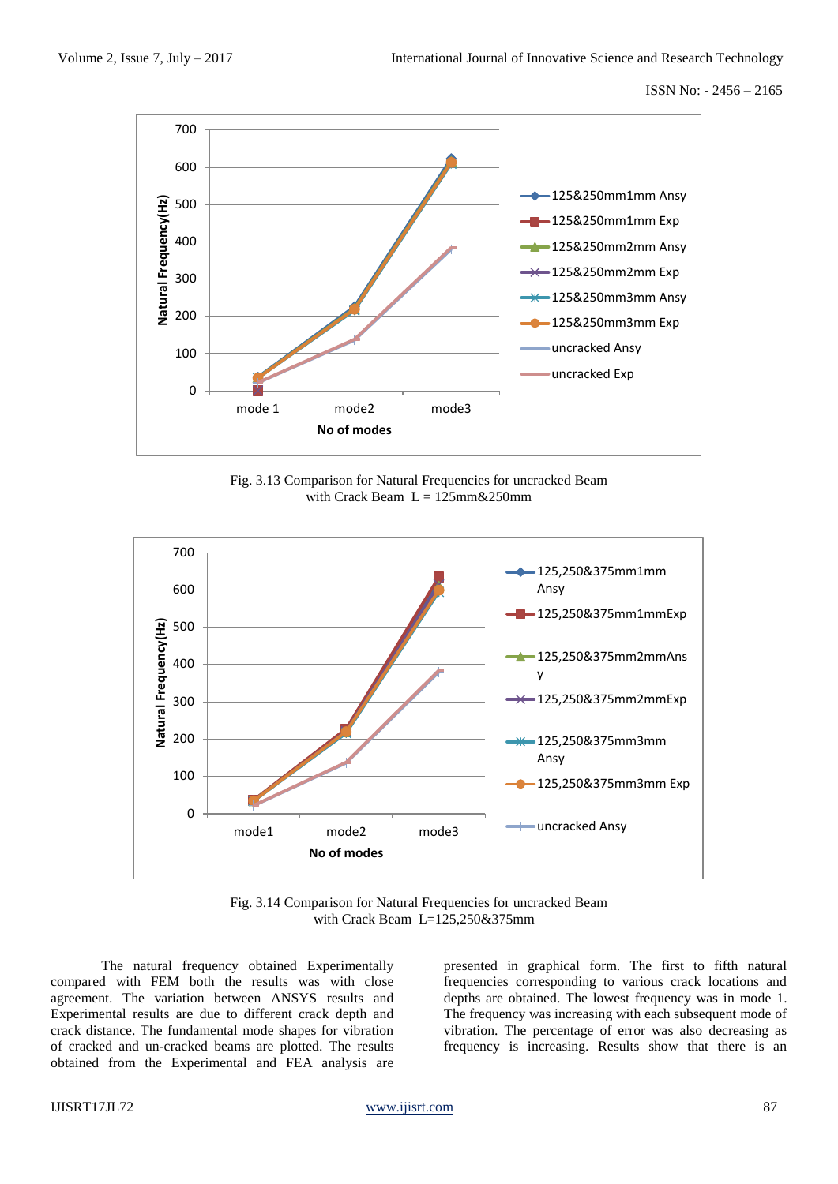Fig. 3.13 Comparison for Natural Frequencies for uncracked Beam with Crack Beam L = 125mm&250mm

Fig. 3.14 Comparison for Natural Frequencies for uncracked Beam with Crack Beam L=125,250&375mm

The natural frequency obtained Experimentally compared with FEM both the results was with close agreement. The variation between ANSYS results and Experimental results are due to different crack depth and crack distance. The fundamental mode shapes for vibration of cracked and un-cracked beams are plotted. The results obtained from the Experimental and FEA analysis are presented in graphical form. The first to fifth natural frequencies corresponding to various crack locations and depths are obtained. The lowest frequency was in mode 1. The frequency was increasing with each subsequent mode of vibration. The percentage of error was also decreasing as frequency is increasing. Results show that there is an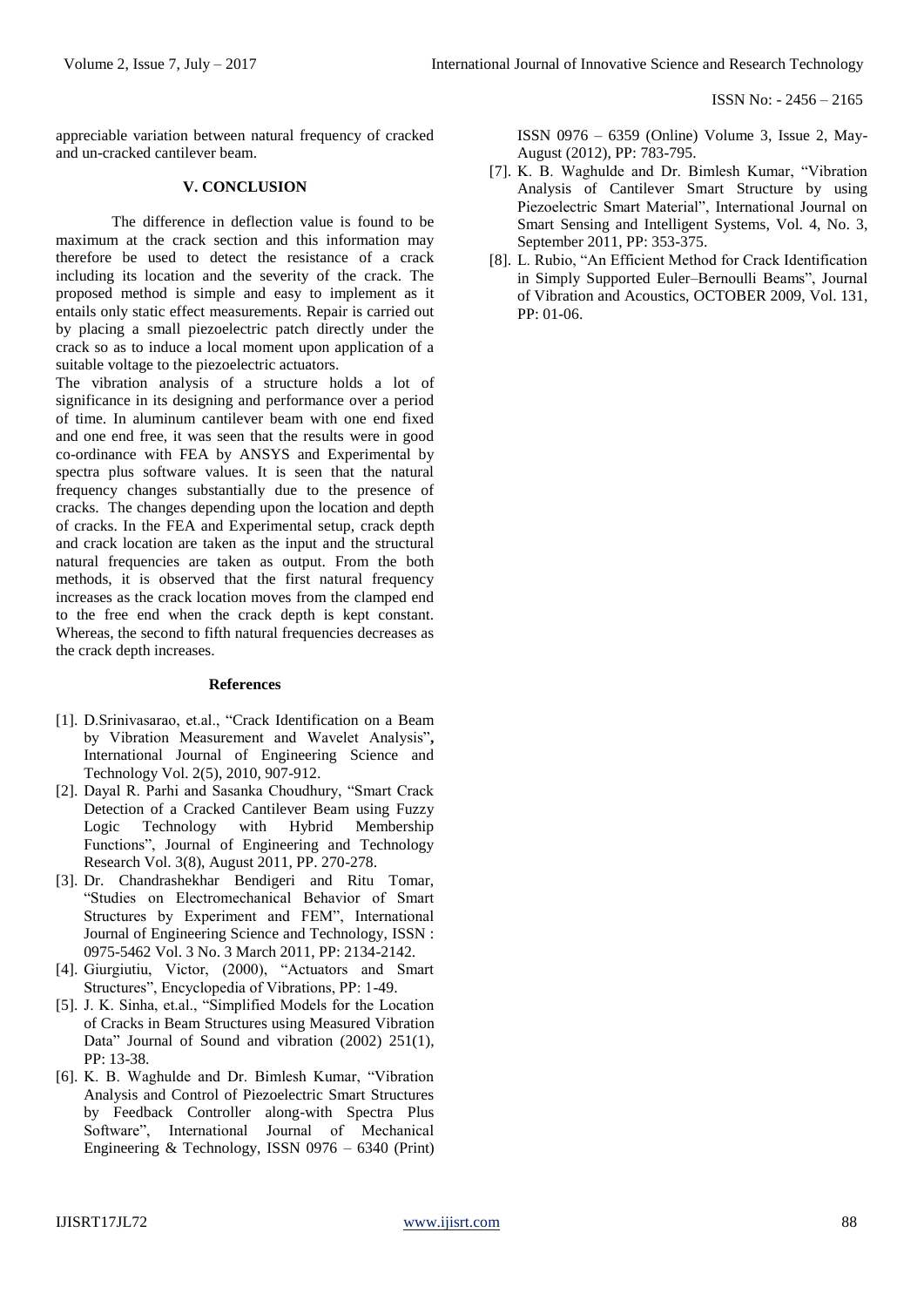appreciable variation between natural frequency of cracked and un-cracked cantilever beam.

## V. CONCLUSION

The difference in deflection value is found to be maximum at the crack section and this information may therefore be used to detect the resistance of a crack including its location and the severity of the crack. The proposed method is simple and easy to implement as it entails only static effect measurements. Repair is carried out by placing a small piezoelectric patch directly under the crack so as to induce a local moment upon application of a suitable voltage to the piezoelectric actuators.

The vibration analysis of a structure holds a lot of significance in its designing and performance over a period of time. In aluminum cantilever beam with one end fixed and one end free, it was seen that the results were in good co-ordinance with FEA by ANSYS and Experimental by spectra plus software values. It is seen that the natural frequency changes substantially due to the presence of cracks. The changes depending upon the location and depth of cracks. In the FEA and Experimental setup, crack depth and crack location are taken as the input and the structural natural frequencies are taken as output. From the both methods, it is observed that the first natural frequency increases as the crack location moves from the clamped end to the free end when the crack depth is kept constant. Whereas, the second to fifth natural frequencies decreases as the crack depth increases.

## References

- [1]. D.Srinivasarao, et.al., "Crack Identification on a Beam by Vibration Measurement and Wavelet Analysis", International Journal of Engineering Science and Technology Vol. 2(5), 2010, 907-912.
- [2]. Dayal R. Parhi and Sasanka Choudhury, "Smart Crack Detection of a Cracked Cantilever Beam using Fuzzy Logic Technology with Hybrid Membership Functions", Journal of Engineering and Technology Research Vol. 3(8), August 2011, PP. 270-278.
- [3]. Dr. Chandrashekhar Bendigeri and Ritu Tomar, "Studies on Electromechanical Behavior of Smart Structures by Experiment and FEM", International Journal of Engineering Science and Technology, ISSN : 0975-5462 Vol. 3 No. 3 March 2011, PP: 2134-2142.
- [4]. Giurgiutiu, Victor, (2000), "Actuators and Smart Structures", Encyclopedia of Vibrations, PP: 1-49.
- [5]. J. K. Sinha, et.al., "Simplified Models for the Location of Cracks in Beam Structures using Measured Vibration Data" Journal of Sound and vibration (2002) 251(1), PP: 13-38.
- [6]. K. B. Waghulde and Dr. Bimlesh Kumar, "Vibration Analysis and Control of Piezoelectric Smart Structures by Feedback Controller along-with Spectra Plus Software", International Journal of Mechanical Engineering & Technology, ISSN 0976 – 6340 (Print) ISSN 0976 – 6359 (Online) Volume 3, Issue 2, May-August (2012), PP: 783-795.
- [7]. K. B. Waghulde and Dr. Bimlesh Kumar, "Vibration Analysis of Cantilever Smart Structure by using Piezoelectric Smart Material", International Journal on Smart Sensing and Intelligent Systems, Vol. 4, No. 3, September 2011, PP: 353-375.
- [8]. L. Rubio, "An Efficient Method for Crack Identification in Simply Supported Euler–Bernoulli Beams", Journal of Vibration and Acoustics, OCTOBER 2009, Vol. 131, PP: 01-06.